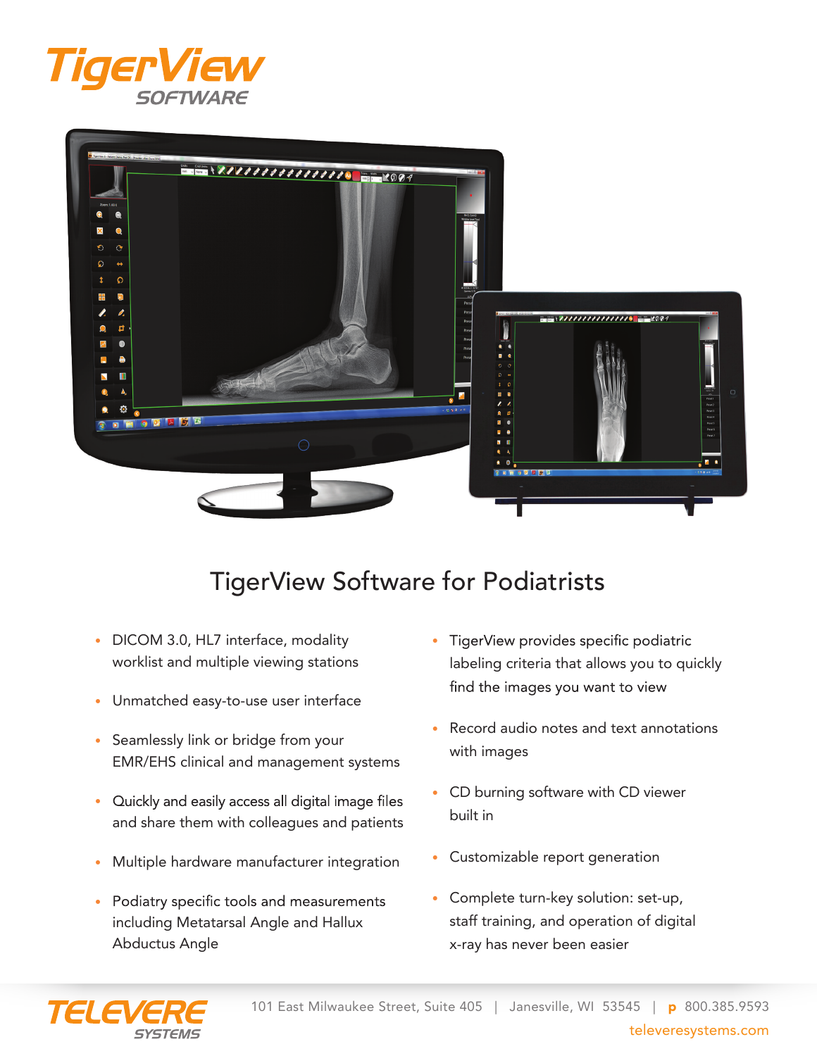# TigerView
SOFTWARE

## TigerView Software for Podiatrists

- DICOM 3.0, HL7 interface, modality worklist and multiple viewing stations
- Unmatched easy-to-use user interface
- Seamlessly link or bridge from your EMR/EHS clinical and management systems
- Quickly and easily access all digital image files and share them with colleagues and patients
- Multiple hardware manufacturer integration
- Podiatry specific tools and measurements including Metatarsal Angle and Hallux Abductus Angle
- TigerView provides specific podiatric labeling criteria that allows you to quickly find the images you want to view
- Record audio notes and text annotations with images
- CD burning software with CD viewer built in
- Customizable report generation
- Complete turn-key solution: set-up, staff training, and operation of digital x-ray has never been easier

TELEVERE SYSTEMS

101 East Milwaukee Street, Suite 405 | Janesville, WI 53545 | p 800.385.9593

televeresystems.com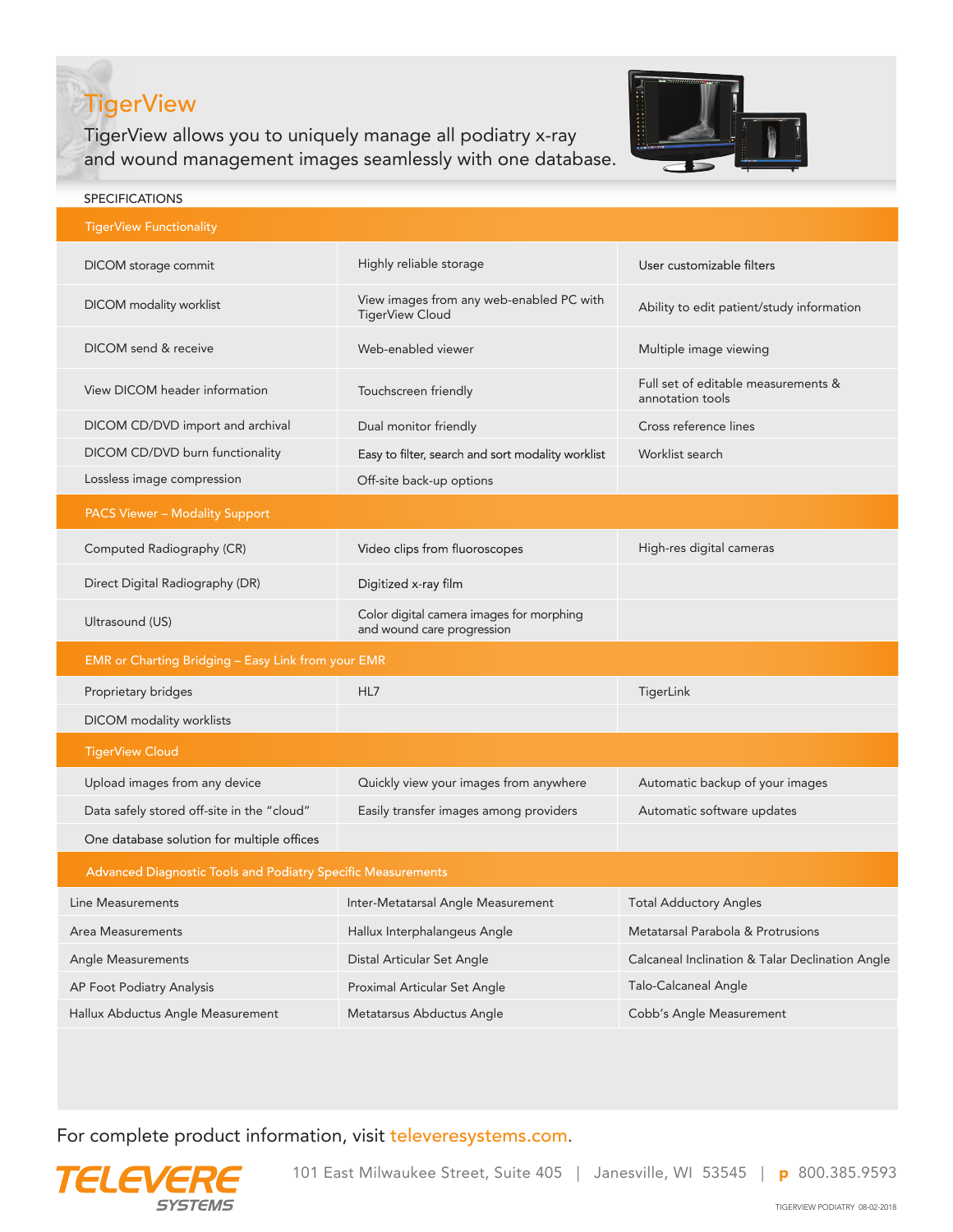# TigerView

TigerView allows you to uniquely manage all podiatry x-ray and wound management images seamlessly with one database.

SPECIFICATIONS

| TigerView Functionality | | |
|---|---|---|
| DICOM storage commit | Highly reliable storage | User customizable filters |
| DICOM modality worklist | View images from any web-enabled PC with TigerView Cloud | Ability to edit patient/study information |
| DICOM send & receive | Web-enabled viewer | Multiple image viewing |
| View DICOM header information | Touchscreen friendly | Full set of editable measurements & annotation tools |
| DICOM CD/DVD import and archival | Dual monitor friendly | Cross reference lines |
| DICOM CD/DVD burn functionality | Easy to filter, search and sort modality worklist | Worklist search |
| Lossless image compression | Off-site back-up options | |

| PACS Viewer – Modality Support | | |
|---|---|---|
| Computed Radiography (CR) | Video clips from fluoroscopes | High-res digital cameras |
| Direct Digital Radiography (DR) | Digitized x-ray film | |
| Ultrasound (US) | Color digital camera images for morphing and wound care progression | |

| EMR or Charting Bridging – Easy Link from your EMR | | |
|---|---|---|
| Proprietary bridges | HL7 | TigerLink |
| DICOM modality worklists | | |

| TigerView Cloud | | |
|---|---|---|
| Upload images from any device | Quickly view your images from anywhere | Automatic backup of your images |
| Data safely stored off-site in the "cloud" | Easily transfer images among providers | Automatic software updates |
| One database solution for multiple offices | | |

| Advanced Diagnostic Tools and Podiatry Specific Measurements | | |
|---|---|---|
| Line Measurements | Inter-Metatarsal Angle Measurement | Total Adductory Angles |
| Area Measurements | Hallux Interphalangeus Angle | Metatarsal Parabola & Protrusions |
| Angle Measurements | Distal Articular Set Angle | Calcaneal Inclination & Talar Declination Angle |
| AP Foot Podiatry Analysis | Proximal Articular Set Angle | Talo-Calcaneal Angle |
| Hallux Abductus Angle Measurement | Metatarsus Abductus Angle | Cobb's Angle Measurement |

For complete product information, visit televeresystems.com.

TELEVERE SYSTEMS

101 East Milwaukee Street, Suite 405 | Janesville, WI 53545 | p 800.385.9593

TIGERVIEW PODIATRY 08-02-2018